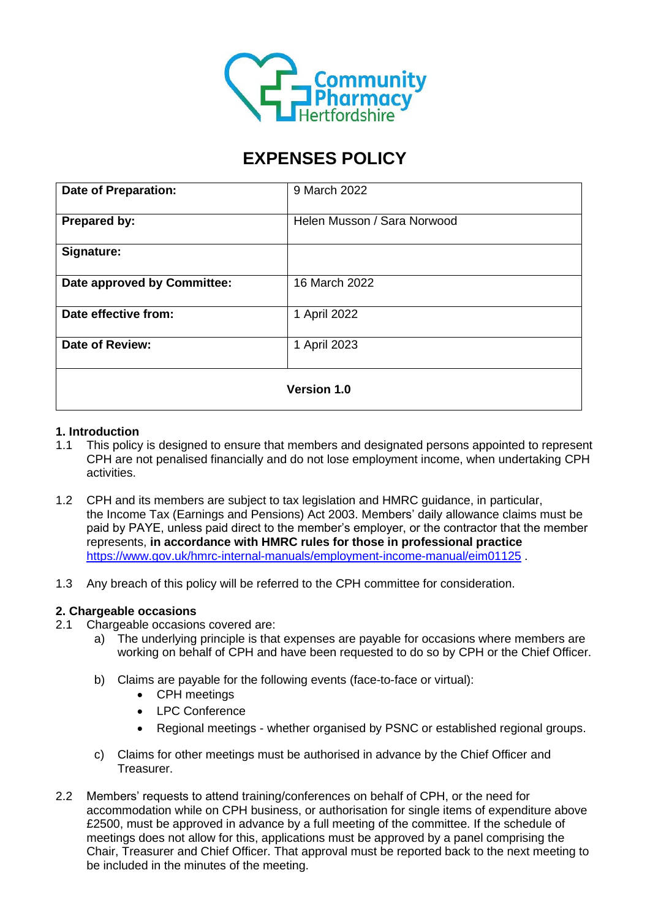Community Pharmacy Hertfordshire

# EXPENSES POLICY

| | |
|---|---|
| **Date of Preparation:** | 9 March 2022 |
| **Prepared by:** | Helen Musson / Sara Norwood |
| **Signature:** | |
| **Date approved by Committee:** | 16 March 2022 |
| **Date effective from:** | 1 April 2022 |
| **Date of Review:** | 1 April 2023 |
| **Version 1.0** | |

## 1. Introduction

1.1 This policy is designed to ensure that members and designated persons appointed to represent CPH are not penalised financially and do not lose employment income, when undertaking CPH activities.

1.2 CPH and its members are subject to tax legislation and HMRC guidance, in particular, the Income Tax (Earnings and Pensions) Act 2003. Members' daily allowance claims must be paid by PAYE, unless paid direct to the member's employer, or the contractor that the member represents, **in accordance with HMRC rules for those in professional practice** https://www.gov.uk/hmrc-internal-manuals/employment-income-manual/eim01125 .

1.3 Any breach of this policy will be referred to the CPH committee for consideration.

## 2. Chargeable occasions

2.1 Chargeable occasions covered are:

a) The underlying principle is that expenses are payable for occasions where members are working on behalf of CPH and have been requested to do so by CPH or the Chief Officer.

b) Claims are payable for the following events (face-to-face or virtual):
   - CPH meetings
   - LPC Conference
   - Regional meetings - whether organised by PSNC or established regional groups.

c) Claims for other meetings must be authorised in advance by the Chief Officer and Treasurer.

2.2 Members' requests to attend training/conferences on behalf of CPH, or the need for accommodation while on CPH business, or authorisation for single items of expenditure above £2500, must be approved in advance by a full meeting of the committee. If the schedule of meetings does not allow for this, applications must be approved by a panel comprising the Chair, Treasurer and Chief Officer. That approval must be reported back to the next meeting to be included in the minutes of the meeting.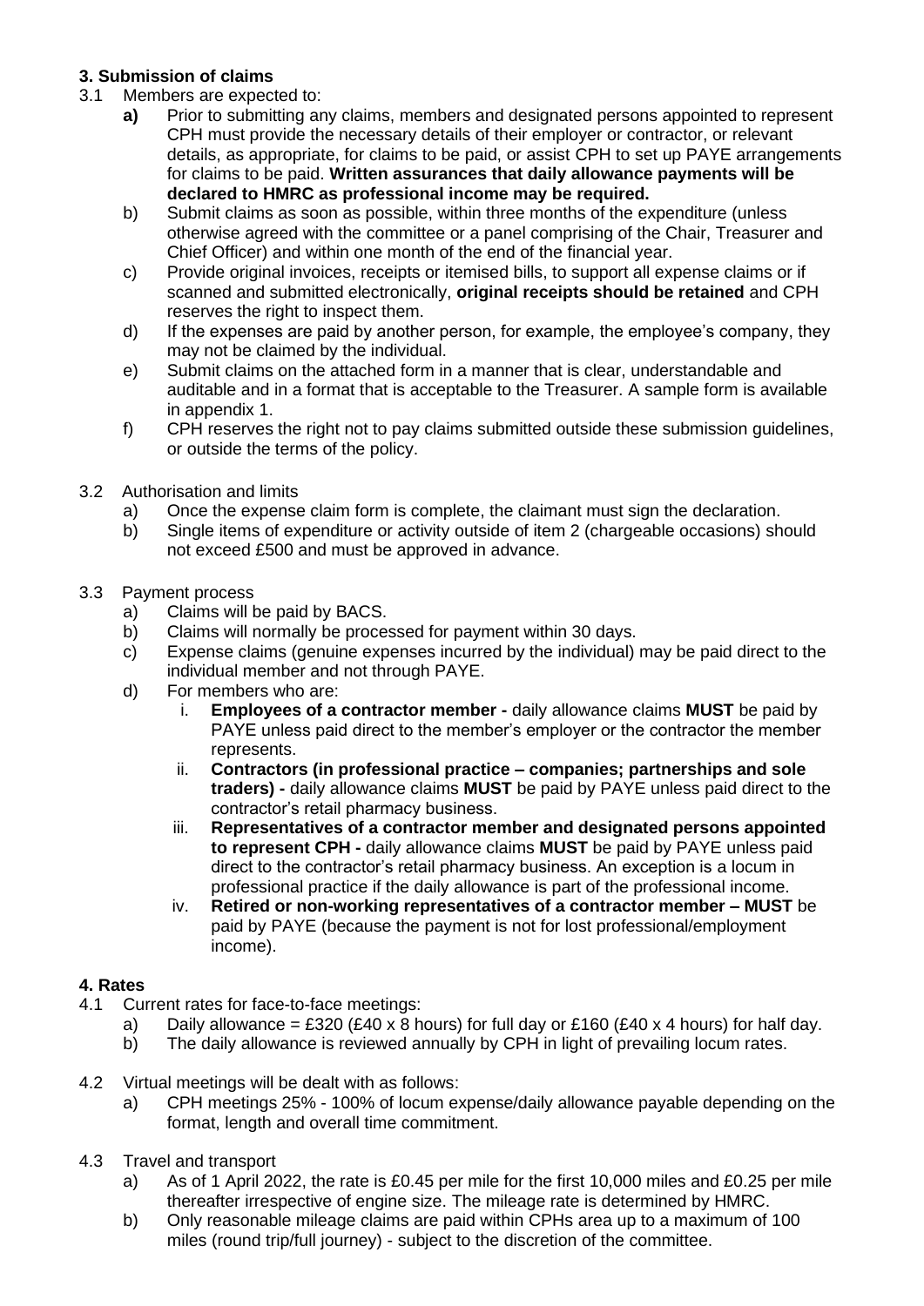## 3. Submission of claims

3.1 Members are expected to:

- **a)** Prior to submitting any claims, members and designated persons appointed to represent CPH must provide the necessary details of their employer or contractor, or relevant details, as appropriate, for claims to be paid, or assist CPH to set up PAYE arrangements for claims to be paid. **Written assurances that daily allowance payments will be declared to HMRC as professional income may be required.**
- b) Submit claims as soon as possible, within three months of the expenditure (unless otherwise agreed with the committee or a panel comprising of the Chair, Treasurer and Chief Officer) and within one month of the end of the financial year.
- c) Provide original invoices, receipts or itemised bills, to support all expense claims or if scanned and submitted electronically, **original receipts should be retained** and CPH reserves the right to inspect them.
- d) If the expenses are paid by another person, for example, the employee's company, they may not be claimed by the individual.
- e) Submit claims on the attached form in a manner that is clear, understandable and auditable and in a format that is acceptable to the Treasurer. A sample form is available in appendix 1.
- f) CPH reserves the right not to pay claims submitted outside these submission guidelines, or outside the terms of the policy.

3.2 Authorisation and limits

- a) Once the expense claim form is complete, the claimant must sign the declaration.
- b) Single items of expenditure or activity outside of item 2 (chargeable occasions) should not exceed £500 and must be approved in advance.

3.3 Payment process

- a) Claims will be paid by BACS.
- b) Claims will normally be processed for payment within 30 days.
- c) Expense claims (genuine expenses incurred by the individual) may be paid direct to the individual member and not through PAYE.
- d) For members who are:
  - i. **Employees of a contractor member -** daily allowance claims **MUST** be paid by PAYE unless paid direct to the member's employer or the contractor the member represents.
  - ii. **Contractors (in professional practice – companies; partnerships and sole traders) -** daily allowance claims **MUST** be paid by PAYE unless paid direct to the contractor's retail pharmacy business.
  - iii. **Representatives of a contractor member and designated persons appointed to represent CPH -** daily allowance claims **MUST** be paid by PAYE unless paid direct to the contractor's retail pharmacy business. An exception is a locum in professional practice if the daily allowance is part of the professional income.
  - iv. **Retired or non-working representatives of a contractor member – MUST** be paid by PAYE (because the payment is not for lost professional/employment income).

## 4. Rates

4.1 Current rates for face-to-face meetings:

- a) Daily allowance = £320 (£40 x 8 hours) for full day or £160 (£40 x 4 hours) for half day.
- b) The daily allowance is reviewed annually by CPH in light of prevailing locum rates.

4.2 Virtual meetings will be dealt with as follows:

- a) CPH meetings 25% - 100% of locum expense/daily allowance payable depending on the format, length and overall time commitment.

4.3 Travel and transport

- a) As of 1 April 2022, the rate is £0.45 per mile for the first 10,000 miles and £0.25 per mile thereafter irrespective of engine size. The mileage rate is determined by HMRC.
- b) Only reasonable mileage claims are paid within CPHs area up to a maximum of 100 miles (round trip/full journey) - subject to the discretion of the committee.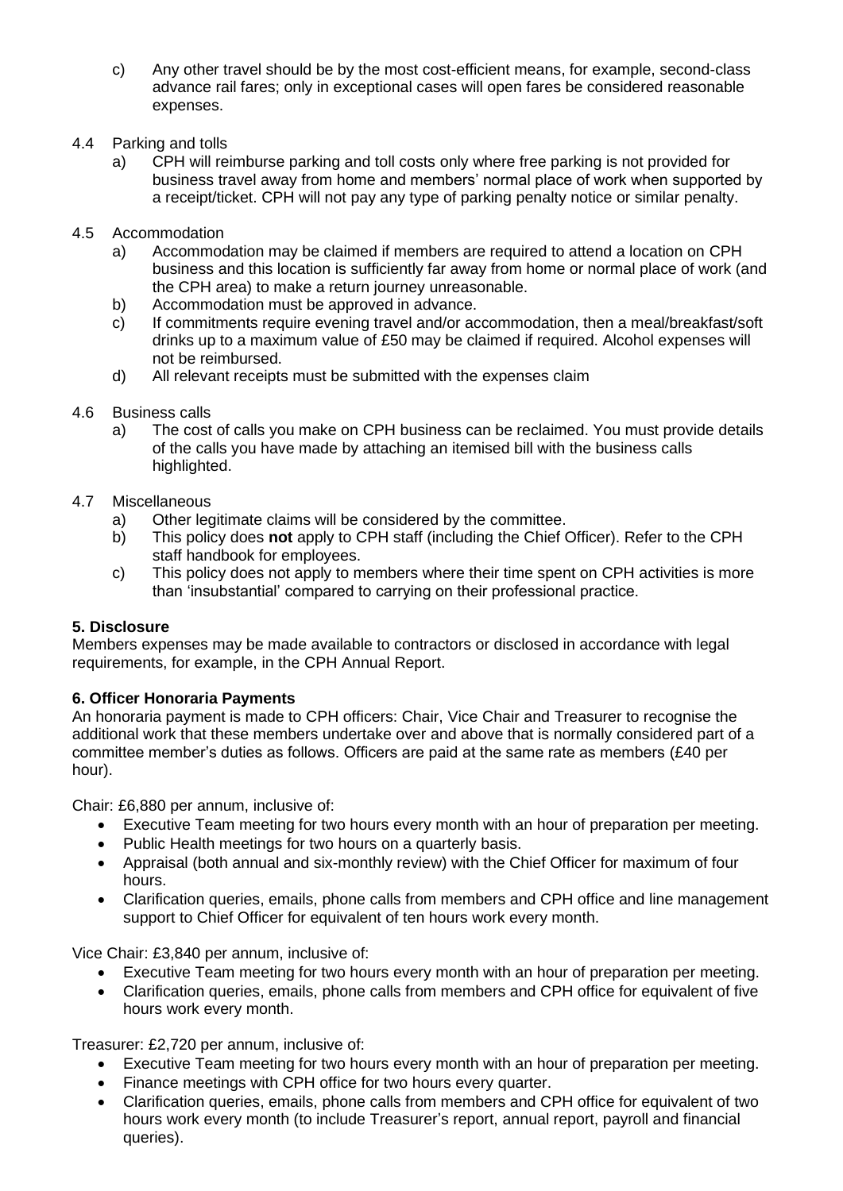c) Any other travel should be by the most cost-efficient means, for example, second-class advance rail fares; only in exceptional cases will open fares be considered reasonable expenses.

4.4 Parking and tolls

a) CPH will reimburse parking and toll costs only where free parking is not provided for business travel away from home and members' normal place of work when supported by a receipt/ticket. CPH will not pay any type of parking penalty notice or similar penalty.

4.5 Accommodation

a) Accommodation may be claimed if members are required to attend a location on CPH business and this location is sufficiently far away from home or normal place of work (and the CPH area) to make a return journey unreasonable.

b) Accommodation must be approved in advance.

c) If commitments require evening travel and/or accommodation, then a meal/breakfast/soft drinks up to a maximum value of £50 may be claimed if required. Alcohol expenses will not be reimbursed.

d) All relevant receipts must be submitted with the expenses claim

4.6 Business calls

a) The cost of calls you make on CPH business can be reclaimed. You must provide details of the calls you have made by attaching an itemised bill with the business calls highlighted.

4.7 Miscellaneous

a) Other legitimate claims will be considered by the committee.

b) This policy does **not** apply to CPH staff (including the Chief Officer). Refer to the CPH staff handbook for employees.

c) This policy does not apply to members where their time spent on CPH activities is more than 'insubstantial' compared to carrying on their professional practice.

**5. Disclosure**

Members expenses may be made available to contractors or disclosed in accordance with legal requirements, for example, in the CPH Annual Report.

**6. Officer Honoraria Payments**

An honoraria payment is made to CPH officers: Chair, Vice Chair and Treasurer to recognise the additional work that these members undertake over and above that is normally considered part of a committee member's duties as follows. Officers are paid at the same rate as members (£40 per hour).

Chair: £6,880 per annum, inclusive of:

- Executive Team meeting for two hours every month with an hour of preparation per meeting.
- Public Health meetings for two hours on a quarterly basis.
- Appraisal (both annual and six-monthly review) with the Chief Officer for maximum of four hours.
- Clarification queries, emails, phone calls from members and CPH office and line management support to Chief Officer for equivalent of ten hours work every month.

Vice Chair: £3,840 per annum, inclusive of:

- Executive Team meeting for two hours every month with an hour of preparation per meeting.
- Clarification queries, emails, phone calls from members and CPH office for equivalent of five hours work every month.

Treasurer: £2,720 per annum, inclusive of:

- Executive Team meeting for two hours every month with an hour of preparation per meeting.
- Finance meetings with CPH office for two hours every quarter.
- Clarification queries, emails, phone calls from members and CPH office for equivalent of two hours work every month (to include Treasurer's report, annual report, payroll and financial queries).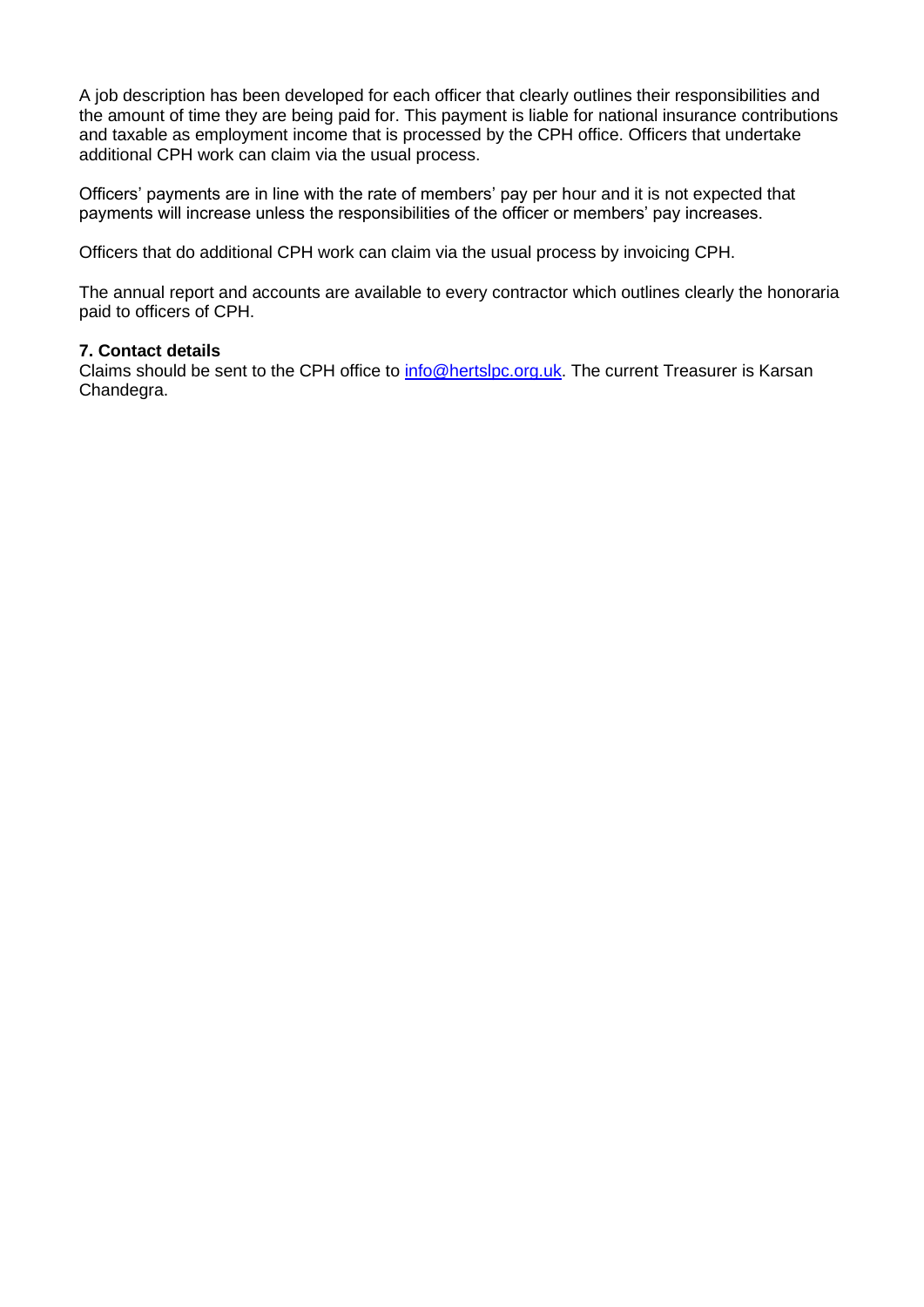A job description has been developed for each officer that clearly outlines their responsibilities and the amount of time they are being paid for. This payment is liable for national insurance contributions and taxable as employment income that is processed by the CPH office. Officers that undertake additional CPH work can claim via the usual process.

Officers' payments are in line with the rate of members' pay per hour and it is not expected that payments will increase unless the responsibilities of the officer or members' pay increases.

Officers that do additional CPH work can claim via the usual process by invoicing CPH.

The annual report and accounts are available to every contractor which outlines clearly the honoraria paid to officers of CPH.

**7. Contact details**

Claims should be sent to the CPH office to [info@hertslpc.org.uk](mailto:info@hertslpc.org.uk). The current Treasurer is Karsan Chandegra.